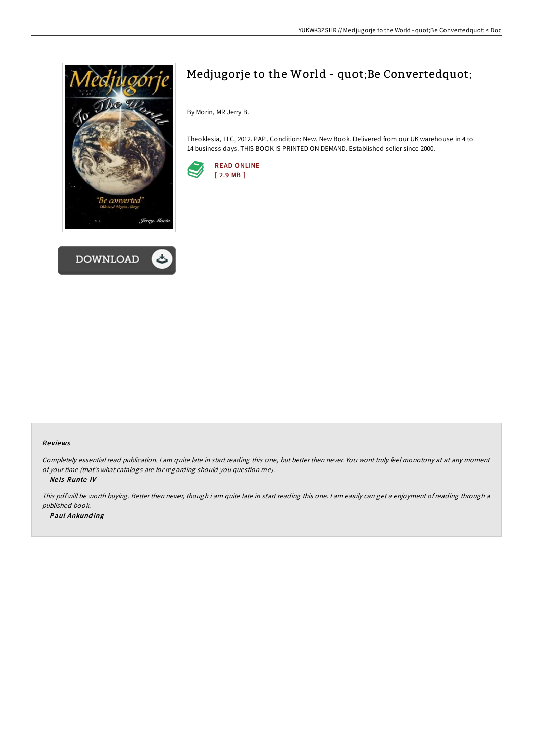# Medjugorje to the World - quot;Be Convertedquot;

By Morin, MR Jerry B.

Theoklesia, LLC, 2012. PAP. Condition: New. New Book. Delivered from our UK warehouse in 4 to 14 business days. THIS BOOK IS PRINTED ON DEMAND. Established seller since 2000.

READ ONLINE
[ 2.9 MB ]

DOWNLOAD

### Reviews

*Completely essential read publication. I am quite late in start reading this one, but better then never. You wont truly feel monotony at at any moment of your time (that's what catalogs are for regarding should you question me).*

*-- **Nels Runte IV***

*This pdf will be worth buying. Better then never, though i am quite late in start reading this one. I am easily can get a enjoyment of reading through a published book.*

*-- **Paul Ankunding***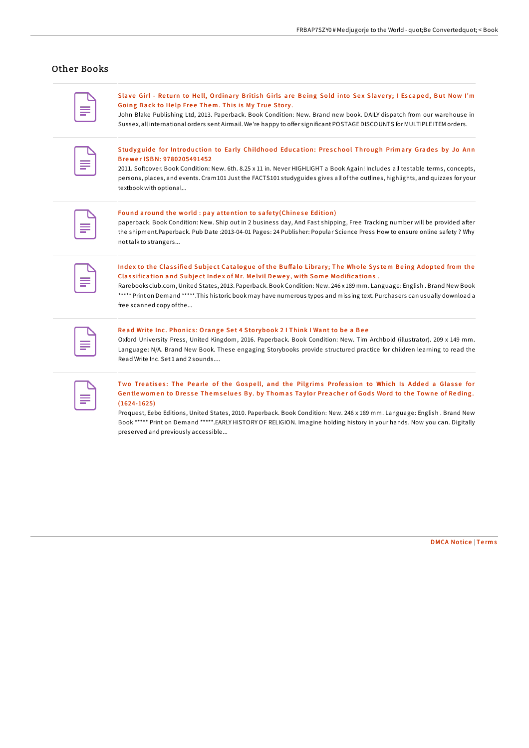## Other Books

**Slave Girl - Return to Hell, Ordinary British Girls are Being Sold into Sex Slavery; I Escaped, But Now I'm Going Back to Help Free Them. This is My True Story.**

John Blake Publishing Ltd, 2013. Paperback. Book Condition: New. Brand new book. DAILY dispatch from our warehouse in Sussex, all international orders sent Airmail. We're happy to offer significant POSTAGE DISCOUNTS for MULTIPLE ITEM orders.

**Studyguide for Introduction to Early Childhood Education: Preschool Through Primary Grades by Jo Ann Brewer ISBN: 9780205491452**

2011. Softcover. Book Condition: New. 6th. 8.25 x 11 in. Never HIGHLIGHT a Book Again! Includes all testable terms, concepts, persons, places, and events. Cram101 Just the FACTS101 studyguides gives all of the outlines, highlights, and quizzes for your textbook with optional...

**Found around the world : pay attention to safety(Chinese Edition)**

paperback. Book Condition: New. Ship out in 2 business day, And Fast shipping, Free Tracking number will be provided after the shipment.Paperback. Pub Date :2013-04-01 Pages: 24 Publisher: Popular Science Press How to ensure online safety ? Why not talk to strangers...

**Index to the Classified Subject Catalogue of the Buffalo Library; The Whole System Being Adopted from the Classification and Subject Index of Mr. Melvil Dewey, with Some Modifications .**

Rarebooksclub.com, United States, 2013. Paperback. Book Condition: New. 246 x 189 mm. Language: English . Brand New Book ***** Print on Demand *****.This historic book may have numerous typos and missing text. Purchasers can usually download a free scanned copy of the...

**Read Write Inc. Phonics: Orange Set 4 Storybook 2 I Think I Want to be a Bee**

Oxford University Press, United Kingdom, 2016. Paperback. Book Condition: New. Tim Archbold (illustrator). 209 x 149 mm. Language: N/A. Brand New Book. These engaging Storybooks provide structured practice for children learning to read the Read Write Inc. Set 1 and 2 sounds....

**Two Treatises: The Pearle of the Gospell, and the Pilgrims Profession to Which Is Added a Glasse for Gentlewomen to Dresse Themselues By. by Thomas Taylor Preacher of Gods Word to the Towne of Reding. (1624-1625)**

Proquest, Eebo Editions, United States, 2010. Paperback. Book Condition: New. 246 x 189 mm. Language: English . Brand New Book ***** Print on Demand *****.EARLY HISTORY OF RELIGION. Imagine holding history in your hands. Now you can. Digitally preserved and previously accessible...

DMCA Notice | Terms